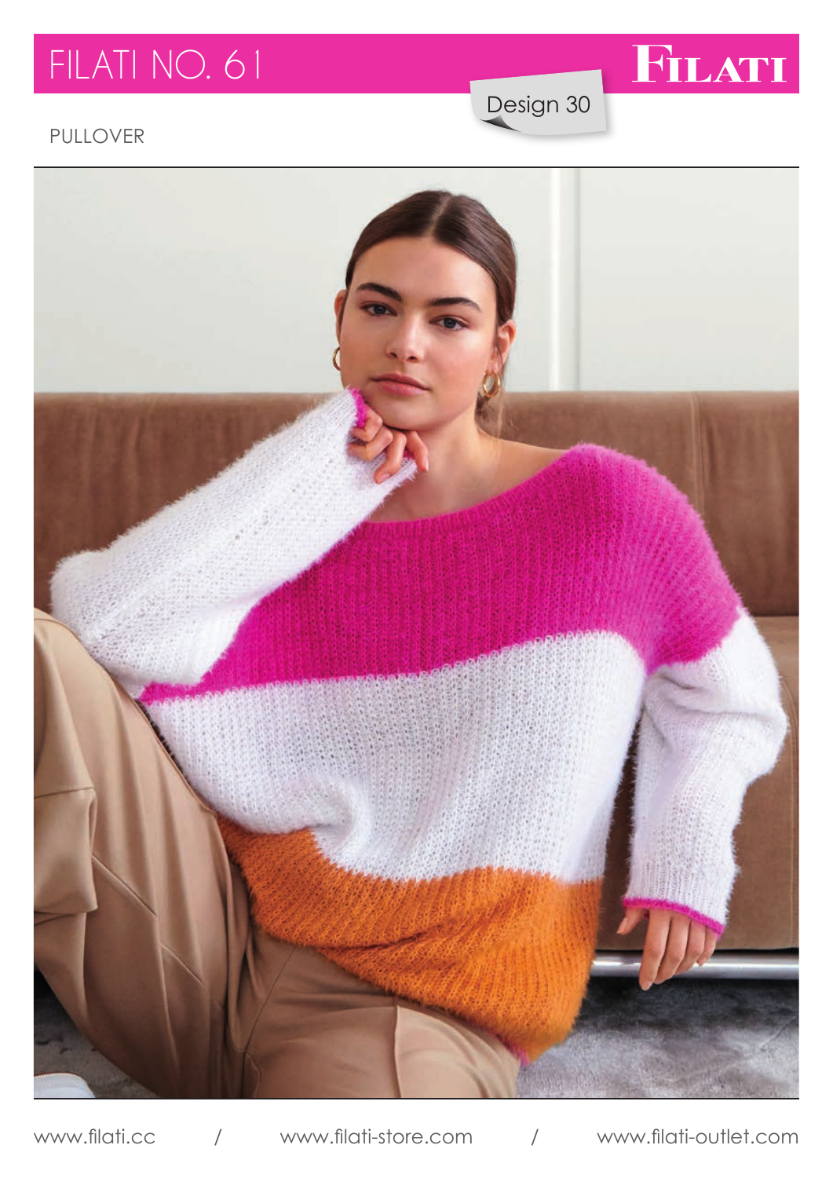# FILATI NO. 61

Design 30

PULLOVER

www.filati.cc / www.filati-store.com / www.filati-outlet.com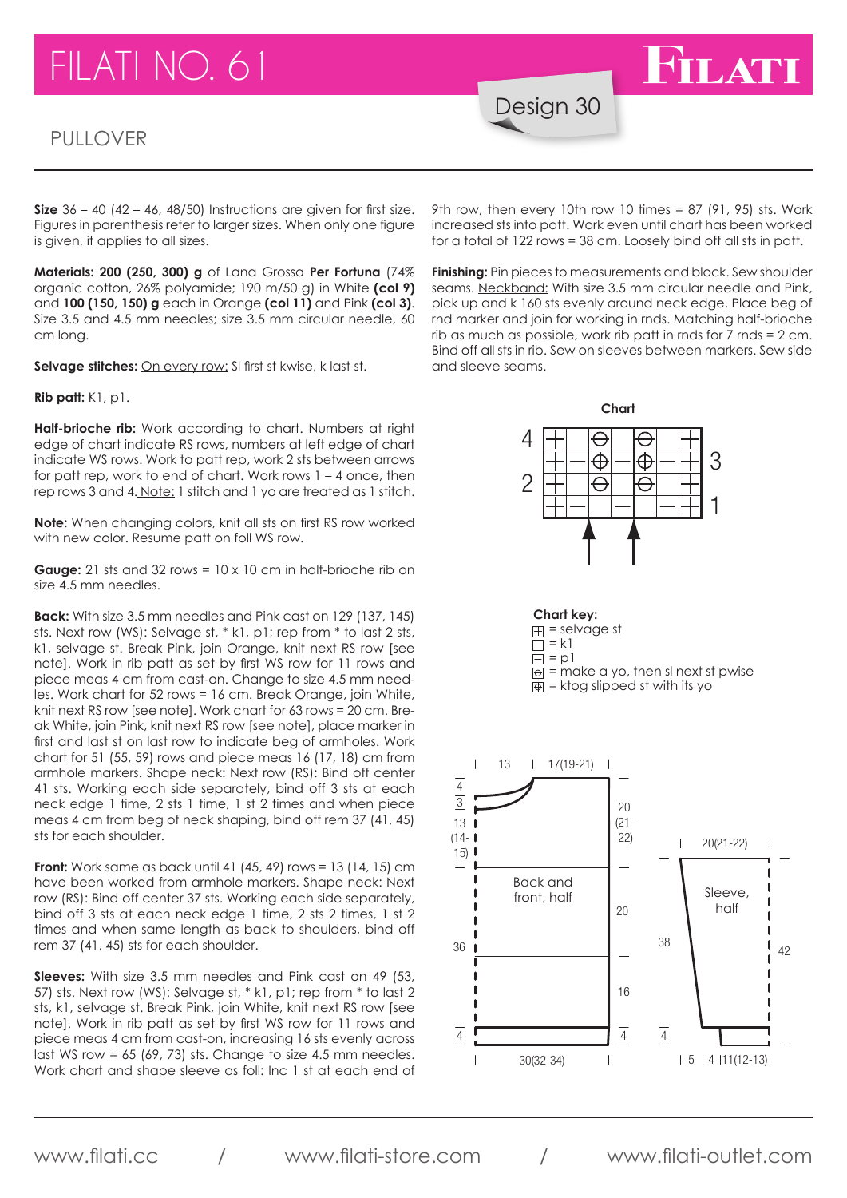# FILATI NO. 61

Design 30

## PULLOVER

**Size** 36 – 40 (42 – 46, 48/50) Instructions are given for first size. Figures in parenthesis refer to larger sizes. When only one figure is given, it applies to all sizes.

**Materials: 200 (250, 300) g** of Lana Grossa **Per Fortuna** (74% organic cotton, 26% polyamide; 190 m/50 g) in White **(col 9)** and **100 (150, 150) g** each in Orange **(col 11)** and Pink **(col 3)**. Size 3.5 and 4.5 mm needles; size 3.5 mm circular needle, 60 cm long.

**Selvage stitches:** On every row: Sl first st kwise, k last st.

**Rib patt:** K1, p1.

**Half-brioche rib:** Work according to chart. Numbers at right edge of chart indicate RS rows, numbers at left edge of chart indicate WS rows. Work to patt rep, work 2 sts between arrows for patt rep, work 2 sts to end of chart. Work rows 1 – 4 once, then rep rows 3 and 4. Note: 1 stitch and 1 yo are treated as 1 stitch.

**Note:** When changing colors, knit all sts on first RS row worked with new color. Resume patt on foll WS row.

**Gauge:** 21 sts and 32 rows = 10 x 10 cm in half-brioche rib on size 4.5 mm needles.

**Back:** With size 3.5 mm needles and Pink cast on 129 (137, 145) sts. Next row (WS): Selvage st, * k1, p1; rep from * to last 2 sts, k1, selvage st. Break Pink, join Orange, knit next RS row [see note]. Work in rib patt as set by first WS row for 11 rows and piece meas 4 cm from cast-on. Change to size 4.5 mm needles. Work chart for 52 rows = 16 cm. Break Orange, join White, knit next RS row [see note]. Work chart for 63 rows = 20 cm. Break White, join Pink, knit next RS row [see note], place marker in first and last st on last row to indicate beg of armholes. Work chart for 51 (55, 59) rows and piece meas 16 (17, 18) cm from armhole markers. Shape neck: Next row (RS): Bind off center 41 sts. Working each side separately, bind off 3 sts at each neck edge 1 time, 2 sts 1 time, 1 st 2 times and when piece meas 4 cm from beg of neck shaping, bind off rem 37 (41, 45) sts for each shoulder.

**Front:** Work same as back until 41 (45, 49) rows = 13 (14, 15) cm have been worked from armhole markers. Shape neck: Next row (RS): Bind off center 37 sts. Working each side separately, bind off 3 sts at each neck edge 1 time, 2 sts 2 times, 1 st 2 times and when same length as back to shoulders, bind off rem 37 (41, 45) sts for each shoulder.

**Sleeves:** With size 3.5 mm needles and Pink cast on 49 (53, 57) sts. Next row (WS): Selvage st, * k1, p1; rep from * to last 2 sts, k1, selvage st. Break Pink, join White, knit next RS row [see note]. Work in rib patt as set by first WS row for 11 rows and piece meas 4 cm from cast-on, increasing 16 sts evenly across last WS row = 65 (69, 73) sts. Change to size 4.5 mm needles. Work chart and shape sleeve as foll: Inc 1 st at each end of 9th row, then every 10th row 10 times = 87 (91, 95) sts. Work increased sts into patt. Work even until chart has been worked for a total of 122 rows = 38 cm. Loosely bind off all sts in patt.

**Finishing:** Pin pieces to measurements and block. Sew shoulder seams. Neckband: With size 3.5 mm circular needle and Pink, pick up and k 160 sts evenly around neck edge. Place beg of rnd marker and join for working in rnds. Matching half-brioche rib as much as possible, work rib patt in rnds for 7 rnds = 2 cm. Bind off all sts in rib. Sew on sleeves between markers. Sew side and sleeve seams.

**Chart**

| WS | | | | | | | | | | RS |
|---|---|---|---|---|---|---|---|---|---|---|
| 4 | ⊞ | □ | ⊖ | □ | ⊖ | □ | □ | ⊞ | | |
| | ⊞ | ⊟ | ⊕ | ⊟ | ⊕ | ⊟ | ⊟ | ⊞ | | 3 |
| 2 | ⊞ | □ | ⊖ | □ | ⊖ | □ | □ | ⊞ | | |
| | ⊞ | ⊟ | □ | ⊟ | □ | ⊟ | ⊟ | ⊞ | | 1 |

**Chart key:**
- ⊞ = selvage st
- □ = k1
- ⊟ = p1
- ⊖ = make a yo, then sl next st pwise
- ⊕ = ktog slipped st with its yo

Back and front, half: width 30(32-34); neck 13, shoulder 17(19-21); neck depth 4 (back 3); rib 4; 16; 20; armhole 20 (21-22); 36 to armhole; neck 13 (14-15).

Sleeve, half: top 20(21-22); length 38 + 4 rib = 42; bottom 5 | 4 | 11(12-13).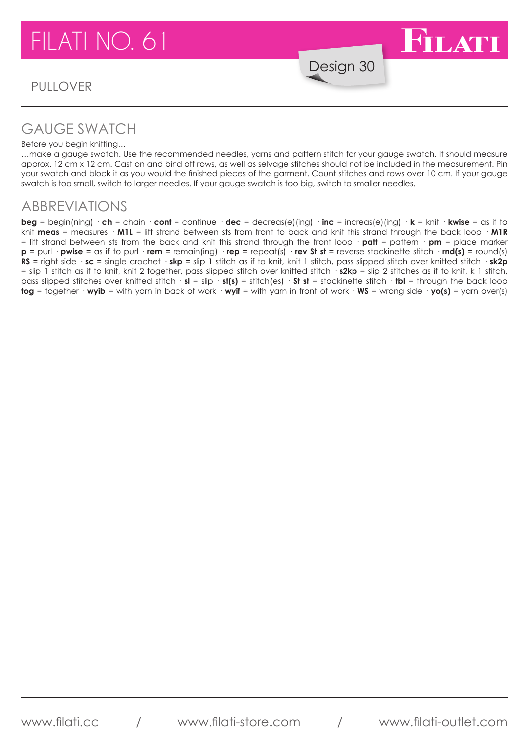# FILATI NO. 61

Design 30

PULLOVER

## GAUGE SWATCH

Before you begin knitting…

…make a gauge swatch. Use the recommended needles, yarns and pattern stitch for your gauge swatch. It should measure approx. 12 cm x 12 cm. Cast on and bind off rows, as well as selvage stitches should not be included in the measurement. Pin your swatch and block it as you would the finished pieces of the garment. Count stitches and rows over 10 cm. If your gauge swatch is too small, switch to larger needles. If your gauge swatch is too big, switch to smaller needles.

## ABBREVIATIONS

**beg** = begin(ning) · **ch** = chain · **cont** = continue · **dec** = decreas(e)(ing) · **inc** = increas(e)(ing) · **k** = knit · **kwise** = as if to knit **meas** = measures · **M1L** = lift strand between sts from front to back and knit this strand through the back loop · **M1R** = lift strand between sts from the back and knit this strand through the front loop · **patt** = pattern · **pm** = place marker **p** = purl · **pwise** = as if to purl · **rem** = remain(ing) · **rep** = repeat(s) · **rev St st** = reverse stockinette stitch · **rnd(s)** = round(s) **RS** = right side · **sc** = single crochet · **skp** = slip 1 stitch as if to knit, knit 1 stitch, pass slipped stitch over knitted stitch · **sk2p** = slip 1 stitch as if to knit, knit 2 together, pass slipped stitch over knitted stitch · **s2kp** = slip 2 stitches as if to knit, k 1 stitch, pass slipped stitches over knitted stitch · **sl** = slip · **st(s)** = stitch(es) · **St st** = stockinette stitch · **tbl** = through the back loop **tog** = together · **wyib** = with yarn in back of work · **wyif** = with yarn in front of work · **WS** = wrong side · **yo(s)** = yarn over(s)

www.filati.cc / www.filati-store.com / www.filati-outlet.com